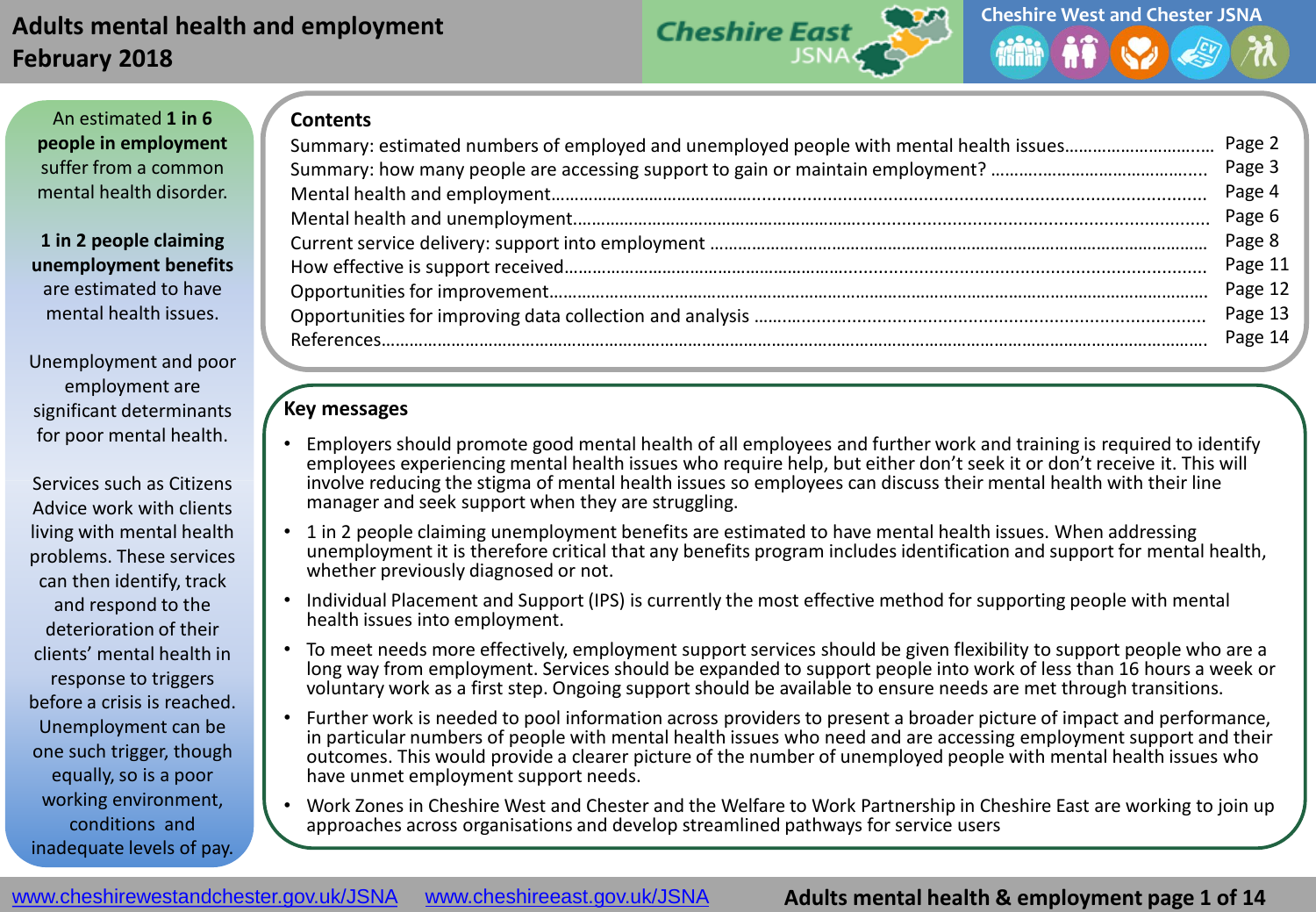# Adults mental health and employment
## February 2018

Cheshire East JSNA

Cheshire West and Chester JSNA

An estimated **1 in 6 people in employment** suffer from a common mental health disorder.

**1 in 2 people claiming unemployment benefits** are estimated to have mental health issues.

Unemployment and poor employment are significant determinants for poor mental health.

Services such as Citizens Advice work with clients living with mental health problems. These services can then identify, track and respond to the deterioration of their clients' mental health in response to triggers before a crisis is reached. Unemployment can be one such trigger, though equally, so is a poor working environment, conditions and inadequate levels of pay.

### Contents

| | |
|---|---|
| Summary: estimated numbers of employed and unemployed people with mental health issues | Page 2 |
| Summary: how many people are accessing support to gain or maintain employment? | Page 3 |
| Mental health and employment | Page 4 |
| Mental health and unemployment | Page 6 |
| Current service delivery: support into employment | Page 8 |
| How effective is support received | Page 11 |
| Opportunities for improvement | Page 12 |
| Opportunities for improving data collection and analysis | Page 13 |
| References | Page 14 |

### Key messages

- Employers should promote good mental health of all employees and further work and training is required to identify employees experiencing mental health issues who require help, but either don't seek it or don't receive it. This will involve reducing the stigma of mental health issues so employees can discuss their mental health with their line manager and seek support when they are struggling.
- 1 in 2 people claiming unemployment benefits are estimated to have mental health issues. When addressing unemployment it is therefore critical that any benefits program includes identification and support for mental health, whether previously diagnosed or not.
- Individual Placement and Support (IPS) is currently the most effective method for supporting people with mental health issues into employment.
- To meet needs more effectively, employment support services should be given flexibility to support people who are a long way from employment. Services should be expanded to support people into work of less than 16 hours a week or voluntary work as a first step. Ongoing support should be available to ensure needs are met through transitions.
- Further work is needed to pool information across providers to present a broader picture of impact and performance, in particular numbers of people with mental health issues who need and are accessing employment support and their outcomes. This would provide a clearer picture of the number of unemployed people with mental health issues who have unmet employment support needs.
- Work Zones in Cheshire West and Chester and the Welfare to Work Partnership in Cheshire East are working to join up approaches across organisations and develop streamlined pathways for service users

www.cheshirewestandchester.gov.uk/JSNA www.cheshireeast.gov.uk/JSNA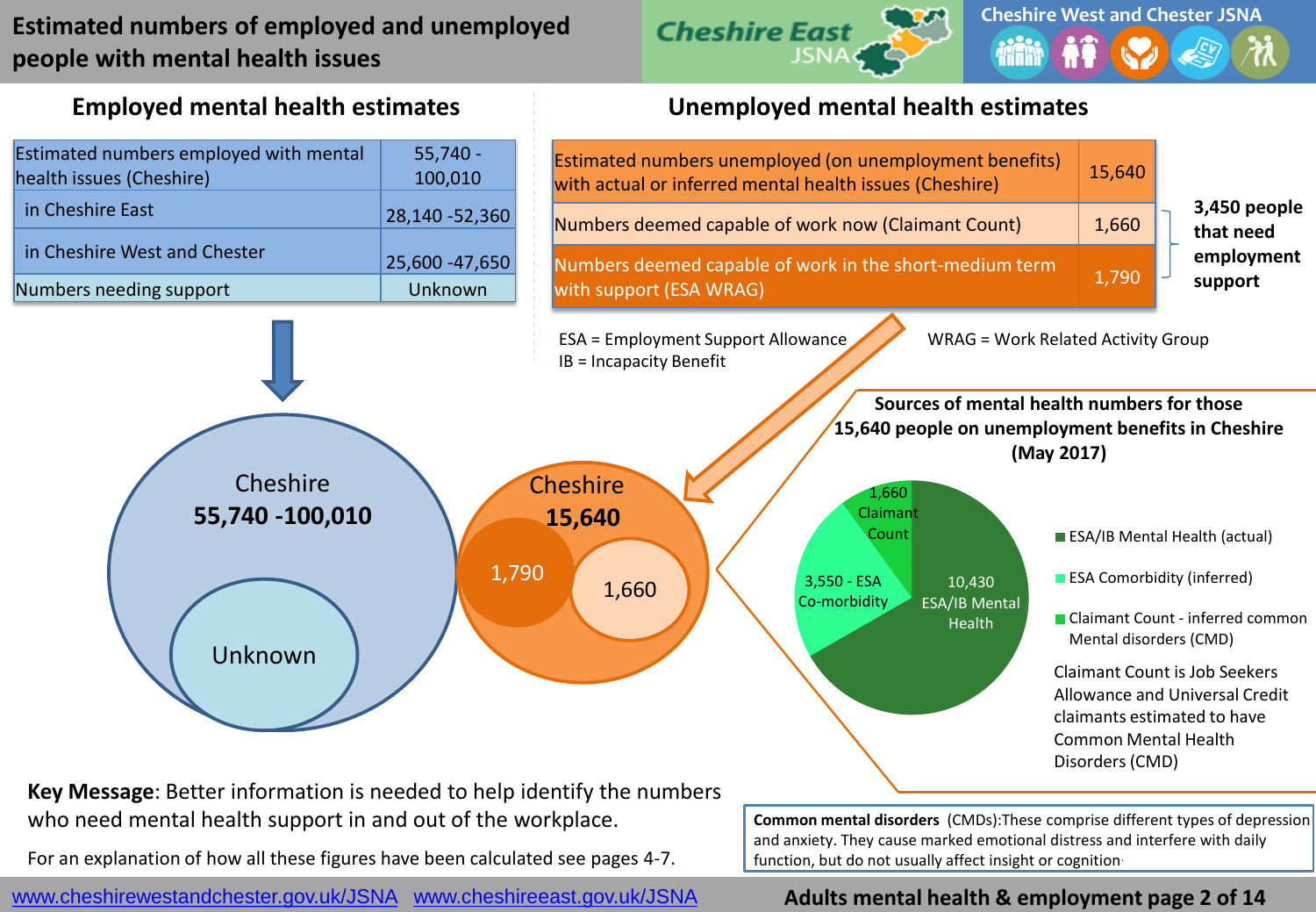# Estimated numbers of employed and unemployed people with mental health issues

Cheshire East JSNA | Cheshire West and Chester JSNA

## Employed mental health estimates

| Estimated numbers employed with mental health issues (Cheshire) | 55,740 - 100,010 |
|---|---|
| in Cheshire East | 28,140 -52,360 |
| in Cheshire West and Chester | 25,600 -47,650 |
| Numbers needing support | Unknown |

Cheshire **55,740 -100,010**

Unknown

## Unemployed mental health estimates

| Estimated numbers unemployed (on unemployment benefits) with actual or inferred mental health issues (Cheshire) | 15,640 |
|---|---|
| Numbers deemed capable of work now (Claimant Count) | 1,660 |
| Numbers deemed capable of work in the short-medium term with support (ESA WRAG) | 1,790 |

**3,450 people that need employment support**

ESA = Employment Support Allowance
IB = Incapacity Benefit

WRAG = Work Related Activity Group

Cheshire **15,640**

1,790

1,660

### Sources of mental health numbers for those 15,640 people on unemployment benefits in Cheshire (May 2017)

- ESA/IB Mental Health (actual): 10,430
- ESA Comorbidity (inferred): 3,550
- Claimant Count - inferred common Mental disorders (CMD): 1,660

Claimant Count is Job Seekers Allowance and Universal Credit claimants estimated to have Common Mental Health Disorders (CMD)

**Common mental disorders** (CMDs):These comprise different types of depression and anxiety. They cause marked emotional distress and interfere with daily function, but do not usually affect insight or cognition.

**Key Message**: Better information is needed to help identify the numbers who need mental health support in and out of the workplace.

For an explanation of how all these figures have been calculated see pages 4-7.

www.cheshirewestandchester.gov.uk/JSNA www.cheshireeast.gov.uk/JSNA

**Adults mental health & employment**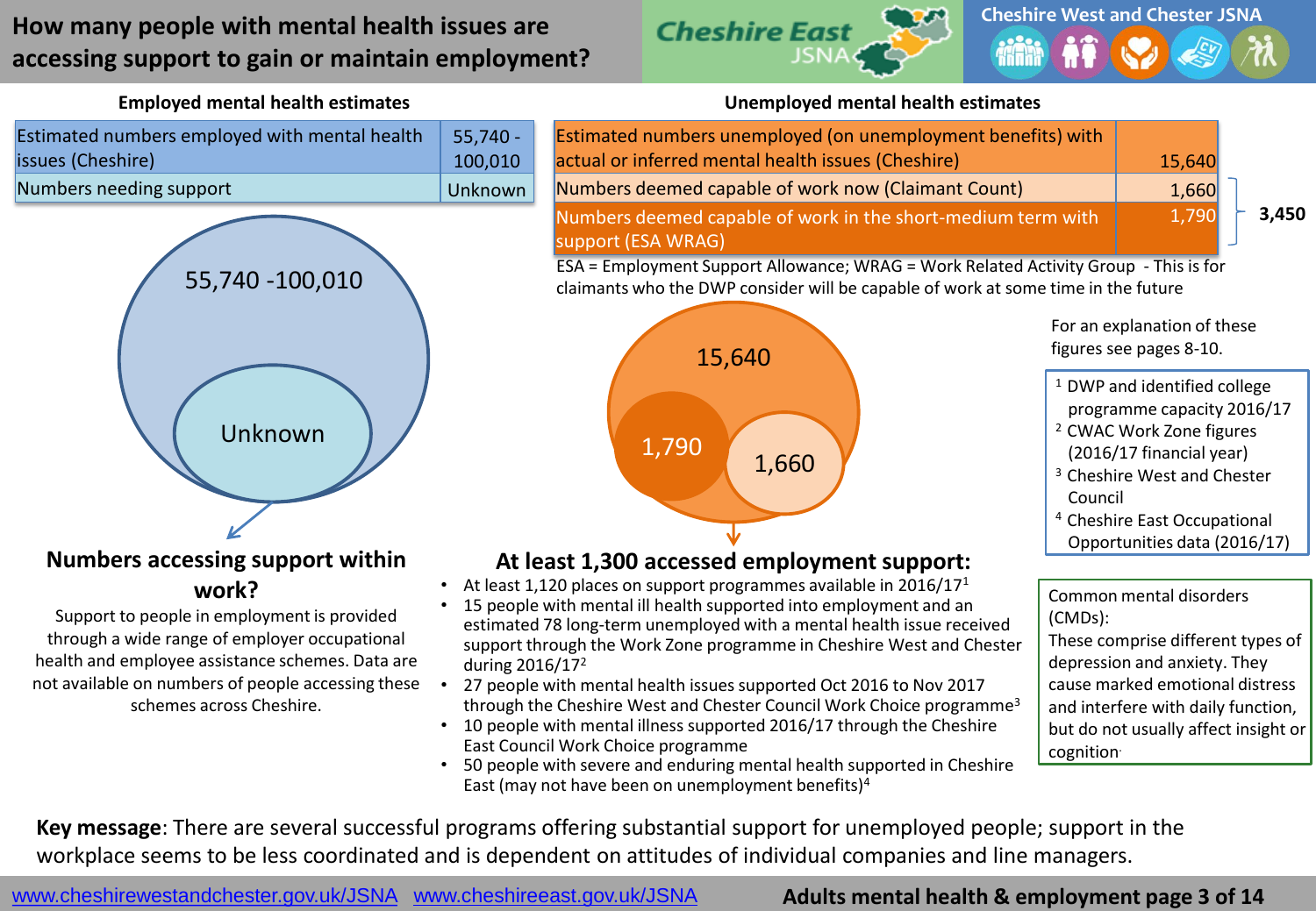# How many people with mental health issues are accessing support to gain or maintain employment?

Cheshire East JSNA | Cheshire West and Chester JSNA

## Employed mental health estimates

| Estimated numbers employed with mental health issues (Cheshire) | 55,740 - 100,010 |
|---|---|
| Numbers needing support | Unknown |

55,740 -100,010

Unknown

### Numbers accessing support within work?

Support to people in employment is provided through a wide range of employer occupational health and employee assistance schemes. Data are not available on numbers of people accessing these schemes across Cheshire.

## Unemployed mental health estimates

| Estimated numbers unemployed (on unemployment benefits) with actual or inferred mental health issues (Cheshire) | 15,640 | |
|---|---|---|
| Numbers deemed capable of work now (Claimant Count) | 1,660 | 3,450 |
| Numbers deemed capable of work in the short-medium term with support (ESA WRAG) | 1,790 | |

ESA = Employment Support Allowance; WRAG = Work Related Activity Group - This is for claimants who the DWP consider will be capable of work at some time in the future

15,640

1,790

1,660

### At least 1,300 accessed employment support:

- At least 1,120 places on support programmes available in 2016/17[1]
- 15 people with mental ill health supported into employment and an estimated 78 long-term unemployed with a mental health issue received support through the Work Zone programme in Cheshire West and Chester during 2016/17[2]
- 27 people with mental health issues supported Oct 2016 to Nov 2017 through the Cheshire West and Chester Council Work Choice programme[3]
- 10 people with mental illness supported 2016/17 through the Cheshire East Council Work Choice programme
- 50 people with severe and enduring mental health supported in Cheshire East (may not have been on unemployment benefits)[4]

For an explanation of these figures see pages 8-10.

[1] DWP and identified college programme capacity 2016/17
[2] CWAC Work Zone figures (2016/17 financial year)
[3] Cheshire West and Chester Council
[4] Cheshire East Occupational Opportunities data (2016/17)

Common mental disorders (CMDs):
These comprise different types of depression and anxiety. They cause marked emotional distress and interfere with daily function, but do not usually affect insight or cognition.

**Key message**: There are several successful programs offering substantial support for unemployed people; support in the workplace seems to be less coordinated and is dependent on attitudes of individual companies and line managers.

www.cheshirewestandchester.gov.uk/JSNA www.cheshireeast.gov.uk/JSNA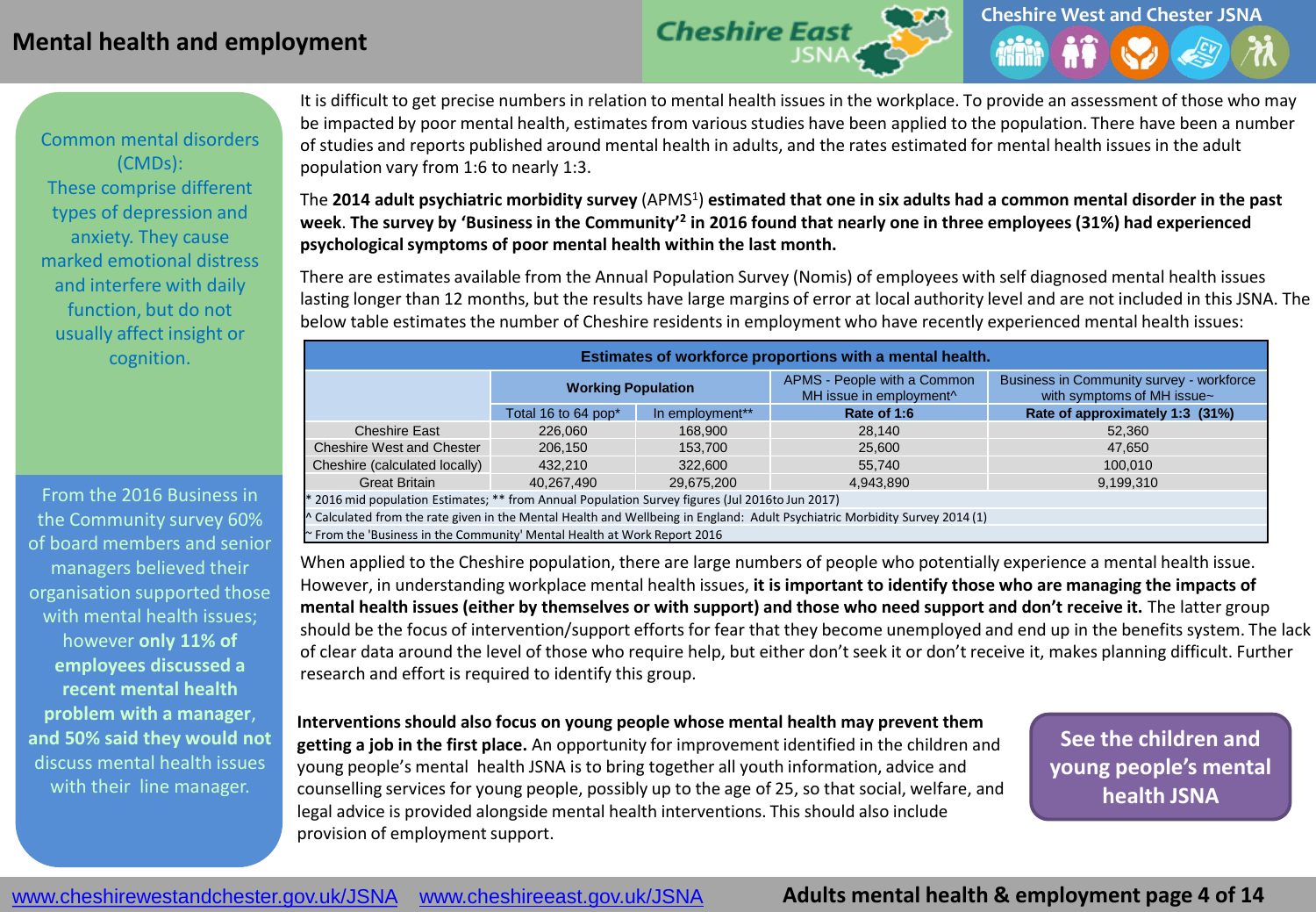# Mental health and employment

Common mental disorders (CMDs): These comprise different types of depression and anxiety. They cause marked emotional distress and interfere with daily function, but do not usually affect insight or cognition.

From the 2016 Business in the Community survey 60% of board members and senior managers believed their organisation supported those with mental health issues; however **only 11% of employees discussed a recent mental health problem with a manager**, **and 50% said they would not** discuss mental health issues with their line manager.

It is difficult to get precise numbers in relation to mental health issues in the workplace. To provide an assessment of those who may be impacted by poor mental health, estimates from various studies have been applied to the population. There have been a number of studies and reports published around mental health in adults, and the rates estimated for mental health issues in the adult population vary from 1:6 to nearly 1:3.

The **2014 adult psychiatric morbidity survey** (APMS[1]) **estimated that one in six adults had a common mental disorder in the past week**. **The survey by 'Business in the Community'[2] in 2016 found that nearly one in three employees (31%) had experienced psychological symptoms of poor mental health within the last month.**

There are estimates available from the Annual Population Survey (Nomis) of employees with self diagnosed mental health issues lasting longer than 12 months, but the results have large margins of error at local authority level and are not included in this JSNA. The below table estimates the number of Cheshire residents in employment who have recently experienced mental health issues:

**Estimates of workforce proportions with a mental health.**

| | Working Population | | APMS - People with a Common MH issue in employment^ | Business in Community survey - workforce with symptoms of MH issue~ |
|---|---|---|---|---|
| | Total 16 to 64 pop* | In employment** | **Rate of 1:6** | **Rate of approximately 1:3 (31%)** |
| Cheshire East | 226,060 | 168,900 | 28,140 | 52,360 |
| Cheshire West and Chester | 206,150 | 153,700 | 25,600 | 47,650 |
| Cheshire (calculated locally) | 432,210 | 322,600 | 55,740 | 100,010 |
| Great Britain | 40,267,490 | 29,675,200 | 4,943,890 | 9,199,310 |

\* 2016 mid population Estimates; ** from Annual Population Survey figures (Jul 2016to Jun 2017)
^ Calculated from the rate given in the Mental Health and Wellbeing in England: Adult Psychiatric Morbidity Survey 2014 (1)
~ From the 'Business in the Community' Mental Health at Work Report 2016

When applied to the Cheshire population, there are large numbers of people who potentially experience a mental health issue. However, in understanding workplace mental health issues, **it is important to identify those who are managing the impacts of mental health issues (either by themselves or with support) and those who need support and don't receive it.** The latter group should be the focus of intervention/support efforts for fear that they become unemployed and end up in the benefits system. The lack of clear data around the level of those who require help, but either don't seek it or don't receive it, makes planning difficult. Further research and effort is required to identify this group.

**Interventions should also focus on young people whose mental health may prevent them getting a job in the first place.** An opportunity for improvement identified in the children and young people's mental health JSNA is to bring together all youth information, advice and counselling services for young people, possibly up to the age of 25, so that social, welfare, and legal advice is provided alongside mental health interventions. This should also include provision of employment support.

**See the children and young people's mental health JSNA**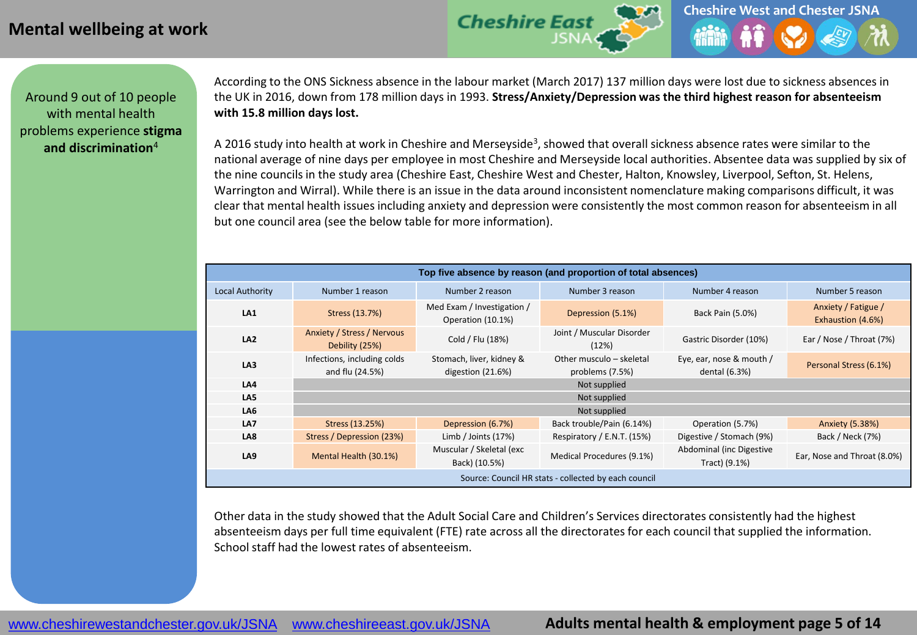# Mental wellbeing at work

Around 9 out of 10 people with mental health problems experience **stigma and discrimination**[4]

According to the ONS Sickness absence in the labour market (March 2017) 137 million days were lost due to sickness absences in the UK in 2016, down from 178 million days in 1993. **Stress/Anxiety/Depression was the third highest reason for absenteeism with 15.8 million days lost.**

A 2016 study into health at work in Cheshire and Merseyside[3], showed that overall sickness absence rates were similar to the national average of nine days per employee in most Cheshire and Merseyside local authorities. Absentee data was supplied by six of the nine councils in the study area (Cheshire East, Cheshire West and Chester, Halton, Knowsley, Liverpool, Sefton, St. Helens, Warrington and Wirral). While there is an issue in the data around inconsistent nomenclature making comparisons difficult, it was clear that mental health issues including anxiety and depression were consistently the most common reason for absenteeism in all but one council area (see the below table for more information).

**Top five absence by reason (and proportion of total absences)**

| Local Authority | Number 1 reason | Number 2 reason | Number 3 reason | Number 4 reason | Number 5 reason |
|---|---|---|---|---|---|
| **LA1** | Stress (13.7%) | Med Exam / Investigation / Operation (10.1%) | Depression (5.1%) | Back Pain (5.0%) | Anxiety / Fatigue / Exhaustion (4.6%) |
| **LA2** | Anxiety / Stress / Nervous Debility (25%) | Cold / Flu (18%) | Joint / Muscular Disorder (12%) | Gastric Disorder (10%) | Ear / Nose / Throat (7%) |
| **LA3** | Infections, including colds and flu (24.5%) | Stomach, liver, kidney & digestion (21.6%) | Other musculo – skeletal problems (7.5%) | Eye, ear, nose & mouth / dental (6.3%) | Personal Stress (6.1%) |
| **LA4** | Not supplied | | | | |
| **LA5** | Not supplied | | | | |
| **LA6** | Not supplied | | | | |
| **LA7** | Stress (13.25%) | Depression (6.7%) | Back trouble/Pain (6.14%) | Operation (5.7%) | Anxiety (5.38%) |
| **LA8** | Stress / Depression (23%) | Limb / Joints (17%) | Respiratory / E.N.T. (15%) | Digestive / Stomach (9%) | Back / Neck (7%) |
| **LA9** | Mental Health (30.1%) | Muscular / Skeletal (exc Back) (10.5%) | Medical Procedures (9.1%) | Abdominal (inc Digestive Tract) (9.1%) | Ear, Nose and Throat (8.0%) |

Source: Council HR stats - collected by each council

Other data in the study showed that the Adult Social Care and Children's Services directorates consistently had the highest absenteeism days per full time equivalent (FTE) rate across all the directorates for each council that supplied the information. School staff had the lowest rates of absenteeism.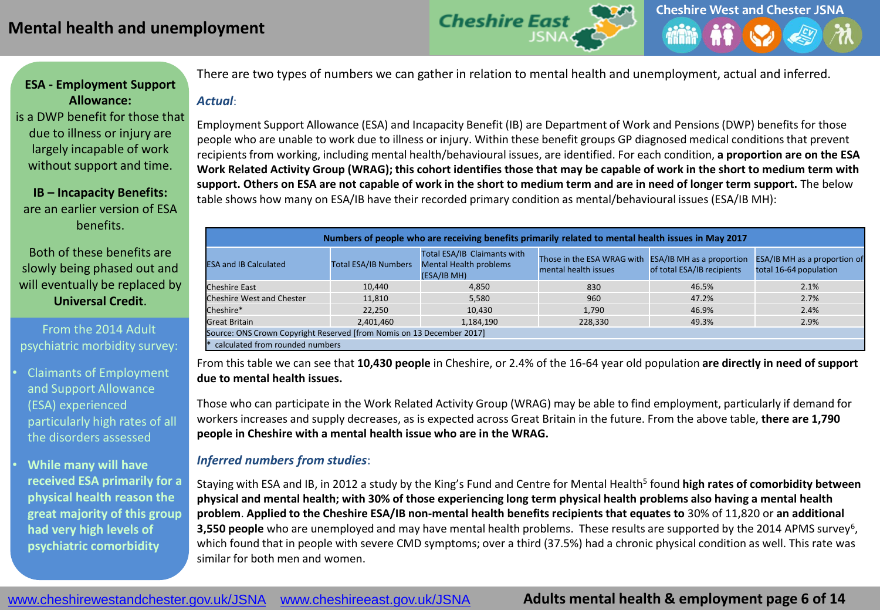# Mental health and unemployment

**ESA - Employment Support Allowance:**
is a DWP benefit for those that due to illness or injury are largely incapable of work without support and time.

**IB – Incapacity Benefits:**
are an earlier version of ESA benefits.

Both of these benefits are slowly being phased out and will eventually be replaced by **Universal Credit**.

From the 2014 Adult psychiatric morbidity survey:

- Claimants of Employment and Support Allowance (ESA) experienced particularly high rates of all the disorders assessed
- **While many will have received ESA primarily for a physical health reason the great majority of this group had very high levels of psychiatric comorbidity**

There are two types of numbers we can gather in relation to mental health and unemployment, actual and inferred.

***Actual***:

Employment Support Allowance (ESA) and Incapacity Benefit (IB) are Department of Work and Pensions (DWP) benefits for those people who are unable to work due to illness or injury. Within these benefit groups GP diagnosed medical conditions that prevent recipients from working, including mental health/behavioural issues, are identified. For each condition, **a proportion are on the ESA Work Related Activity Group (WRAG); this cohort identifies those that may be capable of work in the short to medium term with support. Others on ESA are not capable of work in the short to medium term and are in need of longer term support.** The below table shows how many on ESA/IB have their recorded primary condition as mental/behavioural issues (ESA/IB MH):

**Numbers of people who are receiving benefits primarily related to mental health issues in May 2017**

| ESA and IB Calculated | Total ESA/IB Numbers | Total ESA/IB Claimants with Mental Health problems (ESA/IB MH) | Those in the ESA WRAG with mental health issues | ESA/IB MH as a proportion of total ESA/IB recipients | ESA/IB MH as a proportion of total 16-64 population |
|---|---|---|---|---|---|
| Cheshire East | 10,440 | 4,850 | 830 | 46.5% | 2.1% |
| Cheshire West and Chester | 11,810 | 5,580 | 960 | 47.2% | 2.7% |
| Cheshire* | 22,250 | 10,430 | 1,790 | 46.9% | 2.4% |
| Great Britain | 2,401,460 | 1,184,190 | 228,330 | 49.3% | 2.9% |

Source: ONS Crown Copyright Reserved [from Nomis on 13 December 2017]
* calculated from rounded numbers

From this table we can see that **10,430 people** in Cheshire, or 2.4% of the 16-64 year old population **are directly in need of support due to mental health issues.**

Those who can participate in the Work Related Activity Group (WRAG) may be able to find employment, particularly if demand for workers increases and supply decreases, as is expected across Great Britain in the future. From the above table, **there are 1,790 people in Cheshire with a mental health issue who are in the WRAG.**

***Inferred numbers from studies***:

Staying with ESA and IB, in 2012 a study by the King's Fund and Centre for Mental Health[5] found **high rates of comorbidity between physical and mental health; with 30% of those experiencing long term physical health problems also having a mental health problem**. **Applied to the Cheshire ESA/IB non-mental health benefits recipients that equates to** 30% of 11,820 or **an additional 3,550 people** who are unemployed and may have mental health problems. These results are supported by the 2014 APMS survey[6], which found that in people with severe CMD symptoms; over a third (37.5%) had a chronic physical condition as well. This rate was similar for both men and women.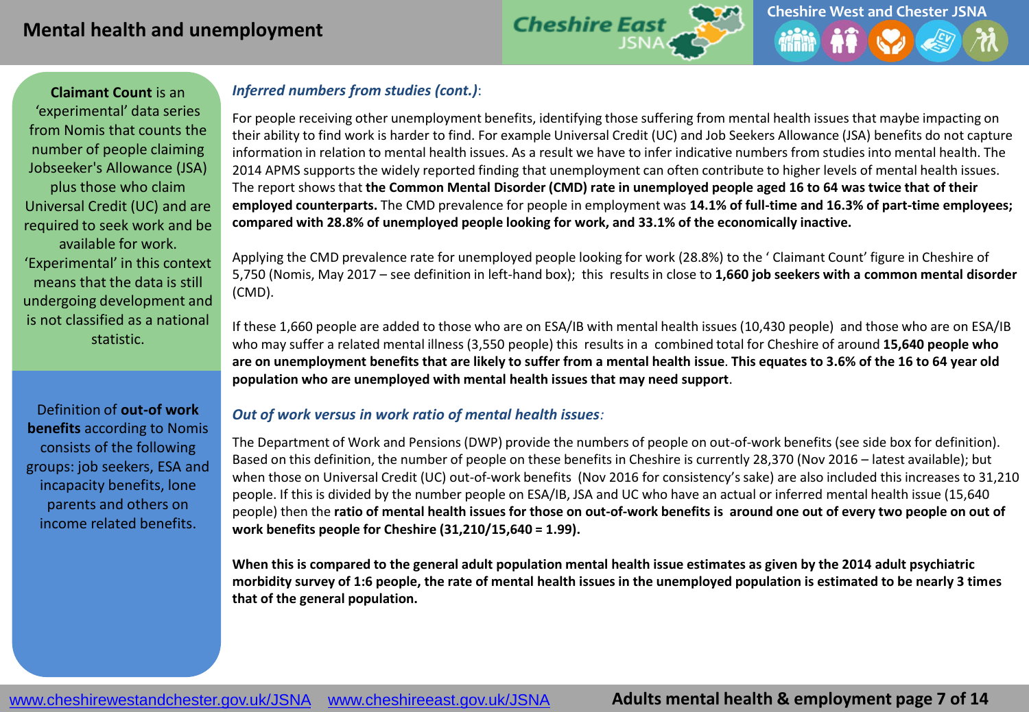## Mental health and unemployment

**Claimant Count** is an 'experimental' data series from Nomis that counts the number of people claiming Jobseeker's Allowance (JSA) plus those who claim Universal Credit (UC) and are required to seek work and be available for work. 'Experimental' in this context means that the data is still undergoing development and is not classified as a national statistic.

Definition of **out-of work benefits** according to Nomis consists of the following groups: job seekers, ESA and incapacity benefits, lone parents and others on income related benefits.

### *Inferred numbers from studies (cont.)*:

For people receiving other unemployment benefits, identifying those suffering from mental health issues that maybe impacting on their ability to find work is harder to find. For example Universal Credit (UC) and Job Seekers Allowance (JSA) benefits do not capture information in relation to mental health issues. As a result we have to infer indicative numbers from studies into mental health. The 2014 APMS supports the widely reported finding that unemployment can often contribute to higher levels of mental health issues. The report shows that **the Common Mental Disorder (CMD) rate in unemployed people aged 16 to 64 was twice that of their employed counterparts.** The CMD prevalence for people in employment was **14.1% of full-time and 16.3% of part-time employees; compared with 28.8% of unemployed people looking for work, and 33.1% of the economically inactive.**

Applying the CMD prevalence rate for unemployed people looking for work (28.8%) to the ' Claimant Count' figure in Cheshire of 5,750 (Nomis, May 2017 – see definition in left-hand box); this results in close to **1,660 job seekers with a common mental disorder** (CMD).

If these 1,660 people are added to those who are on ESA/IB with mental health issues (10,430 people) and those who are on ESA/IB who may suffer a related mental illness (3,550 people) this results in a combined total for Cheshire of around **15,640 people who are on unemployment benefits that are likely to suffer from a mental health issue**. **This equates to 3.6% of the 16 to 64 year old population who are unemployed with mental health issues that may need support**.

### *Out of work versus in work ratio of mental health issues*:

The Department of Work and Pensions (DWP) provide the numbers of people on out-of-work benefits (see side box for definition). Based on this definition, the number of people on these benefits in Cheshire is currently 28,370 (Nov 2016 – latest available); but when those on Universal Credit (UC) out-of-work benefits (Nov 2016 for consistency's sake) are also included this increases to 31,210 people. If this is divided by the number people on ESA/IB, JSA and UC who have an actual or inferred mental health issue (15,640 people) then the **ratio of mental health issues for those on out-of-work benefits is around one out of every two people on out of work benefits people for Cheshire (31,210/15,640 = 1.99).**

**When this is compared to the general adult population mental health issue estimates as given by the 2014 adult psychiatric morbidity survey of 1:6 people, the rate of mental health issues in the unemployed population is estimated to be nearly 3 times that of the general population.**

www.cheshirewestandchester.gov.uk/JSNA www.cheshireeast.gov.uk/JSNA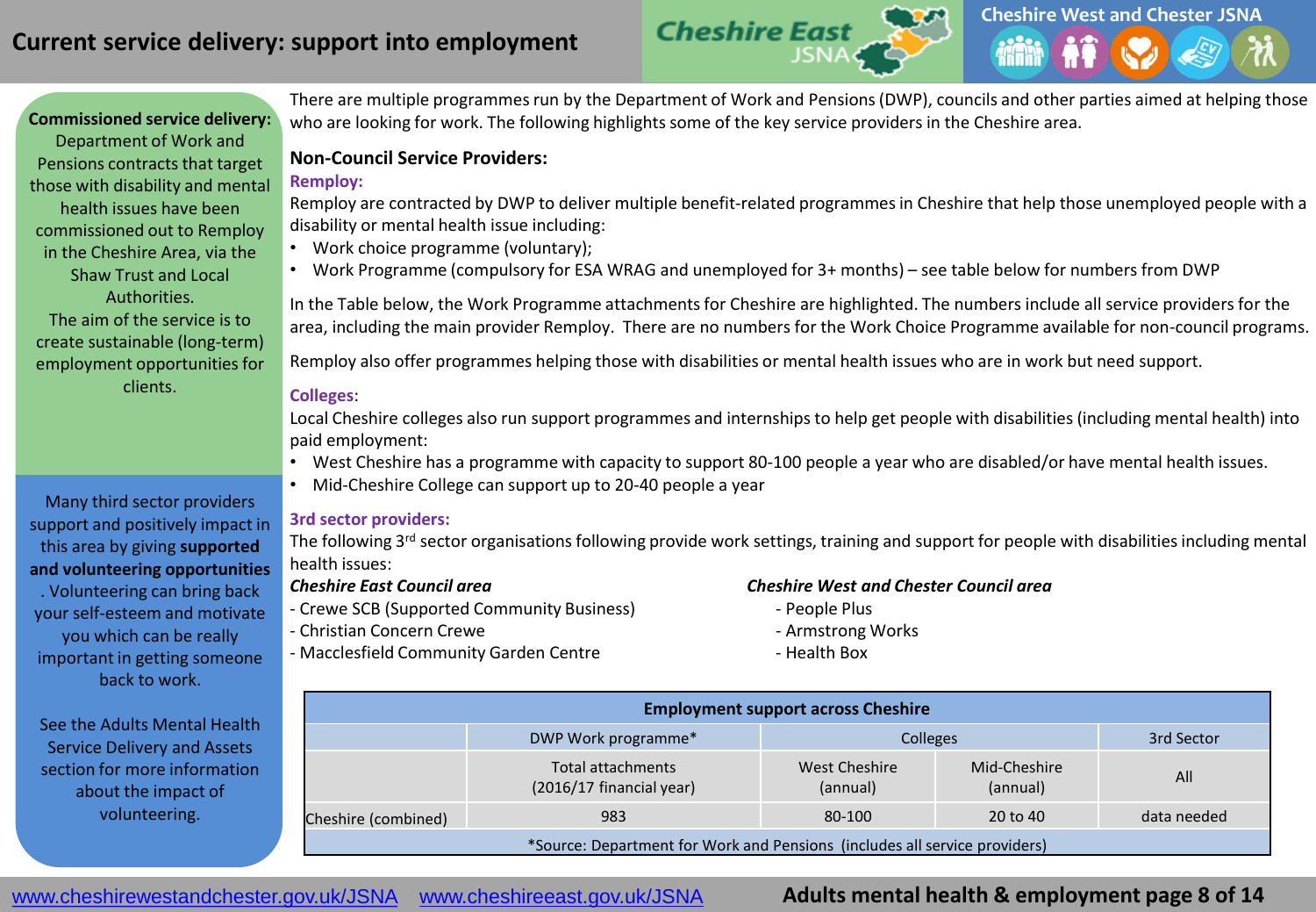# Current service delivery: support into employment

**Commissioned service delivery:** Department of Work and Pensions contracts that target those with disability and mental health issues have been commissioned out to Remploy in the Cheshire Area, via the Shaw Trust and Local Authorities.
The aim of the service is to create sustainable (long-term) employment opportunities for clients.

Many third sector providers support and positively impact in this area by giving **supported and volunteering opportunities**. Volunteering can bring back your self-esteem and motivate you which can be really important in getting someone back to work.

See the Adults Mental Health Service Delivery and Assets section for more information about the impact of volunteering.

There are multiple programmes run by the Department of Work and Pensions (DWP), councils and other parties aimed at helping those who are looking for work. The following highlights some of the key service providers in the Cheshire area.

## Non-Council Service Providers:

### Remploy:

Remploy are contracted by DWP to deliver multiple benefit-related programmes in Cheshire that help those unemployed people with a disability or mental health issue including:

- Work choice programme (voluntary);
- Work Programme (compulsory for ESA WRAG and unemployed for 3+ months) – see table below for numbers from DWP

In the Table below, the Work Programme attachments for Cheshire are highlighted. The numbers include all service providers for the area, including the main provider Remploy. There are no numbers for the Work Choice Programme available for non-council programs.

Remploy also offer programmes helping those with disabilities or mental health issues who are in work but need support.

### Colleges:

Local Cheshire colleges also run support programmes and internships to help get people with disabilities (including mental health) into paid employment:

- West Cheshire has a programme with capacity to support 80-100 people a year who are disabled/or have mental health issues.
- Mid-Cheshire College can support up to 20-40 people a year

### 3rd sector providers:

The following 3rd sector organisations following provide work settings, training and support for people with disabilities including mental health issues:

***Cheshire East Council area***
- Crewe SCB (Supported Community Business)
- Christian Concern Crewe
- Macclesfield Community Garden Centre

***Cheshire West and Chester Council area***
- People Plus
- Armstrong Works
- Health Box

**Employment support across Cheshire**

| | DWP Work programme* | Colleges | | 3rd Sector |
|---|---|---|---|---|
| | Total attachments (2016/17 financial year) | West Cheshire (annual) | Mid-Cheshire (annual) | All |
| Cheshire (combined) | 983 | 80-100 | 20 to 40 | data needed |

*Source: Department for Work and Pensions (includes all service providers)

www.cheshirewestandchester.gov.uk/JSNA www.cheshireeast.gov.uk/JSNA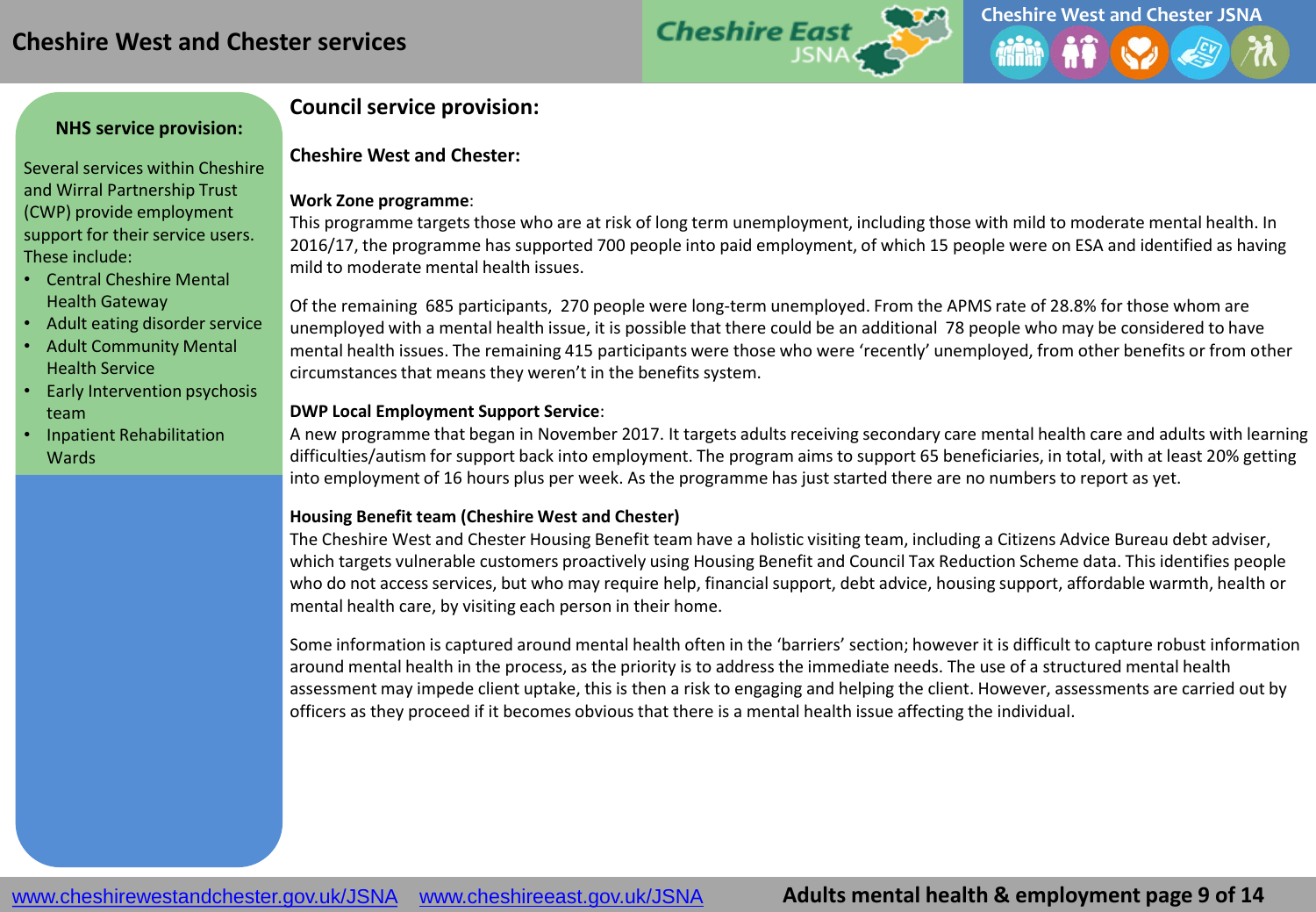# Cheshire West and Chester services

## NHS service provision:

Several services within Cheshire and Wirral Partnership Trust (CWP) provide employment support for their service users. These include:

- Central Cheshire Mental Health Gateway
- Adult eating disorder service
- Adult Community Mental Health Service
- Early Intervention psychosis team
- Inpatient Rehabilitation Wards

## Council service provision:

### Cheshire West and Chester:

**Work Zone programme**:
This programme targets those who are at risk of long term unemployment, including those with mild to moderate mental health. In 2016/17, the programme has supported 700 people into paid employment, of which 15 people were on ESA and identified as having mild to moderate mental health issues.

Of the remaining 685 participants, 270 people were long-term unemployed. From the APMS rate of 28.8% for those whom are unemployed with a mental health issue, it is possible that there could be an additional 78 people who may be considered to have mental health issues. The remaining 415 participants were those who were 'recently' unemployed, from other benefits or from other circumstances that means they weren't in the benefits system.

**DWP Local Employment Support Service**:
A new programme that began in November 2017. It targets adults receiving secondary care mental health care and adults with learning difficulties/autism for support back into employment. The program aims to support 65 beneficiaries, in total, with at least 20% getting into employment of 16 hours plus per week. As the programme has just started there are no numbers to report as yet.

**Housing Benefit team (Cheshire West and Chester)**
The Cheshire West and Chester Housing Benefit team have a holistic visiting team, including a Citizens Advice Bureau debt adviser, which targets vulnerable customers proactively using Housing Benefit and Council Tax Reduction Scheme data. This identifies people who do not access services, but who may require help, financial support, debt advice, housing support, affordable warmth, health or mental health care, by visiting each person in their home.

Some information is captured around mental health often in the 'barriers' section; however it is difficult to capture robust information around mental health in the process, as the priority is to address the immediate needs. The use of a structured mental health assessment may impede client uptake, this is then a risk to engaging and helping the client. However, assessments are carried out by officers as they proceed if it becomes obvious that there is a mental health issue affecting the individual.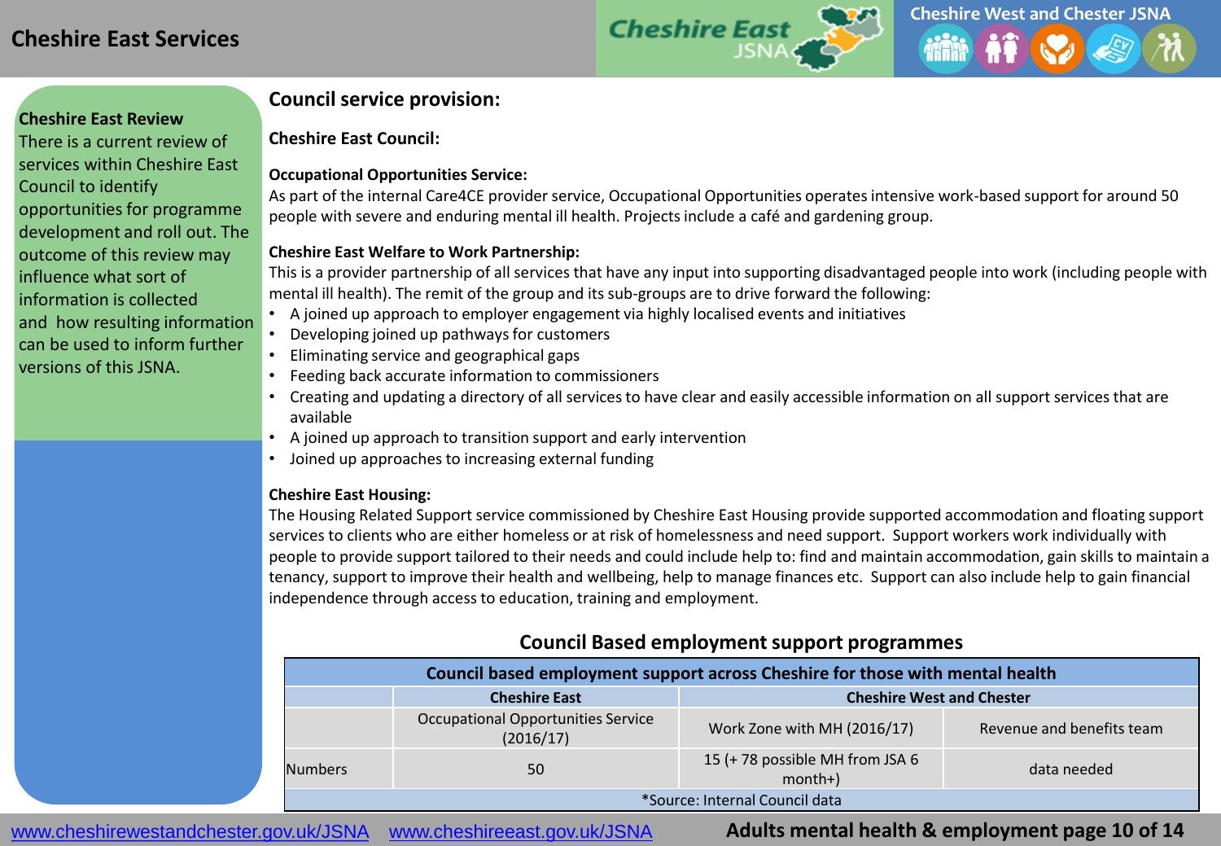# Cheshire East Services

**Cheshire East Review**

There is a current review of services within Cheshire East Council to identify opportunities for programme development and roll out. The outcome of this review may influence what sort of information is collected and how resulting information can be used to inform further versions of this JSNA.

## Council service provision:

### Cheshire East Council:

**Occupational Opportunities Service:**

As part of the internal Care4CE provider service, Occupational Opportunities operates intensive work-based support for around 50 people with severe and enduring mental ill health. Projects include a café and gardening group.

**Cheshire East Welfare to Work Partnership:**

This is a provider partnership of all services that have any input into supporting disadvantaged people into work (including people with mental ill health). The remit of the group and its sub-groups are to drive forward the following:

- A joined up approach to employer engagement via highly localised events and initiatives
- Developing joined up pathways for customers
- Eliminating service and geographical gaps
- Feeding back accurate information to commissioners
- Creating and updating a directory of all services to have clear and easily accessible information on all support services that are available
- A joined up approach to transition support and early intervention
- Joined up approaches to increasing external funding

**Cheshire East Housing:**

The Housing Related Support service commissioned by Cheshire East Housing provide supported accommodation and floating support services to clients who are either homeless or at risk of homelessness and need support. Support workers work individually with people to provide support tailored to their needs and could include help to: find and maintain accommodation, gain skills to maintain a tenancy, support to improve their health and wellbeing, help to manage finances etc. Support can also include help to gain financial independence through access to education, training and employment.

### Council Based employment support programmes

| Council based employment support across Cheshire for those with mental health | | | |
|---|---|---|---|
| | Cheshire East | Cheshire West and Chester | |
| | Occupational Opportunities Service (2016/17) | Work Zone with MH (2016/17) | Revenue and benefits team |
| Numbers | 50 | 15 (+ 78 possible MH from JSA 6 month+) | data needed |

*Source: Internal Council data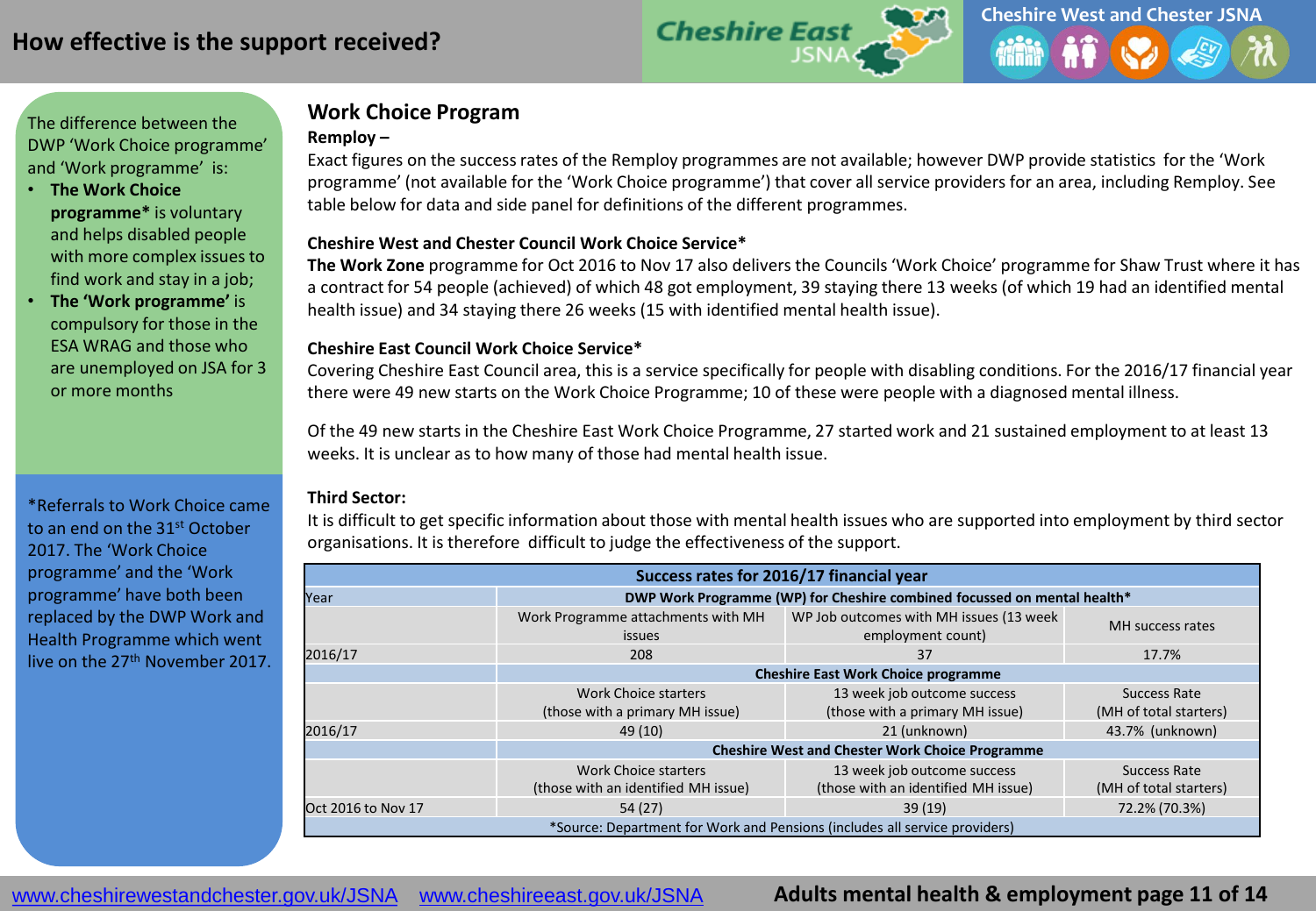# How effective is the support received?

The difference between the DWP 'Work Choice programme' and 'Work programme' is:

- **The Work Choice programme*** is voluntary and helps disabled people with more complex issues to find work and stay in a job;
- **The 'Work programme'** is compulsory for those in the ESA WRAG and those who are unemployed on JSA for 3 or more months

*Referrals to Work Choice came to an end on the 31st October 2017. The 'Work Choice programme' and the 'Work programme' have both been replaced by the DWP Work and Health Programme which went live on the 27th November 2017.

## Work Choice Program

**Remploy –**

Exact figures on the success rates of the Remploy programmes are not available; however DWP provide statistics for the 'Work programme' (not available for the 'Work Choice programme') that cover all service providers for an area, including Remploy. See table below for data and side panel for definitions of the different programmes.

**Cheshire West and Chester Council Work Choice Service***

**The Work Zone** programme for Oct 2016 to Nov 17 also delivers the Councils 'Work Choice' programme for Shaw Trust where it has a contract for 54 people (achieved) of which 48 got employment, 39 staying there 13 weeks (of which 19 had an identified mental health issue) and 34 staying there 26 weeks (15 with identified mental health issue).

**Cheshire East Council Work Choice Service***

Covering Cheshire East Council area, this is a service specifically for people with disabling conditions. For the 2016/17 financial year there were 49 new starts on the Work Choice Programme; 10 of these were people with a diagnosed mental illness.

Of the 49 new starts in the Cheshire East Work Choice Programme, 27 started work and 21 sustained employment to at least 13 weeks. It is unclear as to how many of those had mental health issue.

**Third Sector:**

It is difficult to get specific information about those with mental health issues who are supported into employment by third sector organisations. It is therefore difficult to judge the effectiveness of the support.

| Success rates for 2016/17 financial year | | | |
|---|---|---|---|
| Year | DWP Work Programme (WP) for Cheshire combined focussed on mental health* | | |
| | Work Programme attachments with MH issues | WP Job outcomes with MH issues (13 week employment count) | MH success rates |
| 2016/17 | 208 | 37 | 17.7% |
| | Cheshire East Work Choice programme | | |
| | Work Choice starters (those with a primary MH issue) | 13 week job outcome success (those with a primary MH issue) | Success Rate (MH of total starters) |
| 2016/17 | 49 (10) | 21 (unknown) | 43.7% (unknown) |
| | Cheshire West and Chester Work Choice Programme | | |
| | Work Choice starters (those with an identified MH issue) | 13 week job outcome success (those with an identified MH issue) | Success Rate (MH of total starters) |
| Oct 2016 to Nov 17 | 54 (27) | 39 (19) | 72.2% (70.3%) |
| *Source: Department for Work and Pensions (includes all service providers) | | | |

[www.cheshirewestandchester.gov.uk/JSNA](http://www.cheshirewestandchester.gov.uk/JSNA) [www.cheshireeast.gov.uk/JSNA](http://www.cheshireeast.gov.uk/JSNA)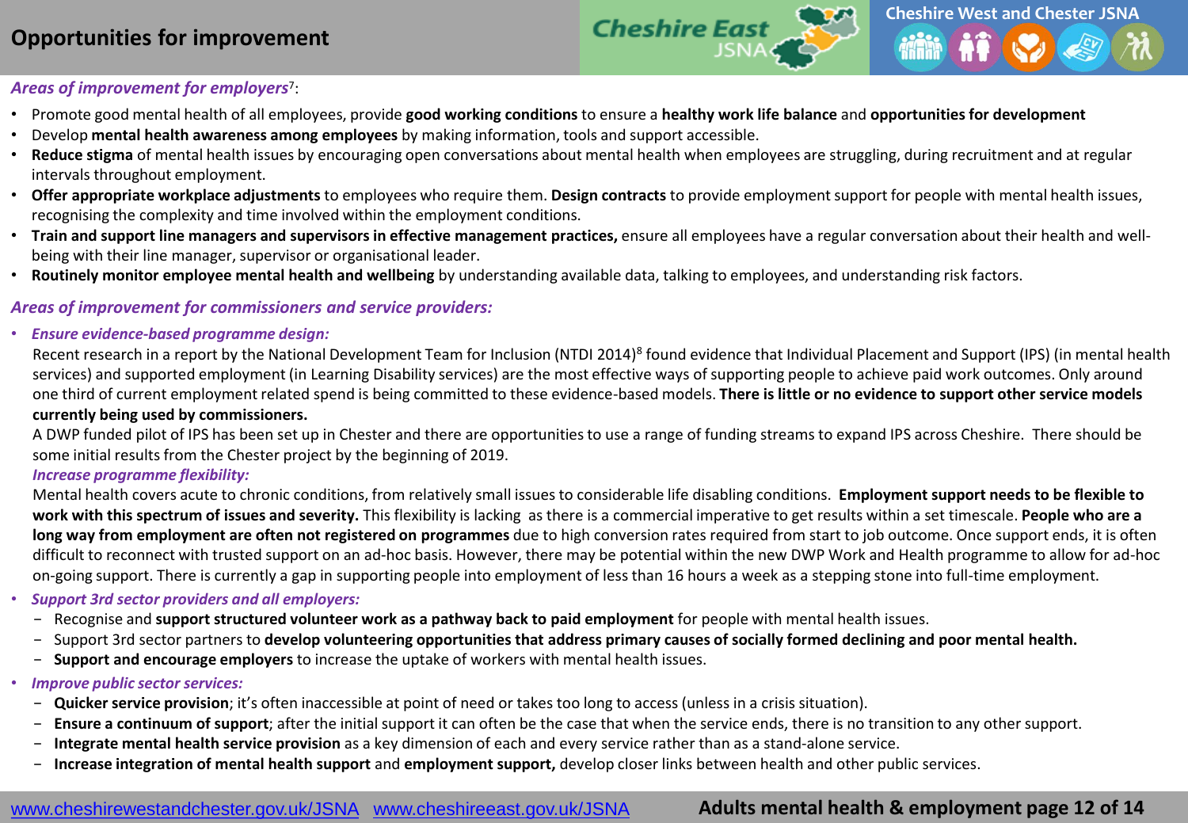# Opportunities for improvement

***Areas of improvement for employers***[7]:

- Promote good mental health of all employees, provide **good working conditions** to ensure a **healthy work life balance** and **opportunities for development**
- Develop **mental health awareness among employees** by making information, tools and support accessible.
- **Reduce stigma** of mental health issues by encouraging open conversations about mental health when employees are struggling, during recruitment and at regular intervals throughout employment.
- **Offer appropriate workplace adjustments** to employees who require them. **Design contracts** to provide employment support for people with mental health issues, recognising the complexity and time involved within the employment conditions.
- **Train and support line managers and supervisors in effective management practices,** ensure all employees have a regular conversation about their health and well-being with their line manager, supervisor or organisational leader.
- **Routinely monitor employee mental health and wellbeing** by understanding available data, talking to employees, and understanding risk factors.

***Areas of improvement for commissioners and service providers:***

- ***Ensure evidence-based programme design:***

  Recent research in a report by the National Development Team for Inclusion (NTDI 2014)[8] found evidence that Individual Placement and Support (IPS) (in mental health services) and supported employment (in Learning Disability services) are the most effective ways of supporting people to achieve paid work outcomes. Only around one third of current employment related spend is being committed to these evidence-based models. **There is little or no evidence to support other service models currently being used by commissioners.**

  A DWP funded pilot of IPS has been set up in Chester and there are opportunities to use a range of funding streams to expand IPS across Cheshire. There should be some initial results from the Chester project by the beginning of 2019.

  ***Increase programme flexibility:***

  Mental health covers acute to chronic conditions, from relatively small issues to considerable life disabling conditions. **Employment support needs to be flexible to work with this spectrum of issues and severity.** This flexibility is lacking as there is a commercial imperative to get results within a set timescale. **People who are a long way from employment are often not registered on programmes** due to high conversion rates required from start to job outcome. Once support ends, it is often difficult to reconnect with trusted support on an ad-hoc basis. However, there may be potential within the new DWP Work and Health programme to allow for ad-hoc on-going support. There is currently a gap in supporting people into employment of less than 16 hours a week as a stepping stone into full-time employment.

- ***Support 3rd sector providers and all employers:***
  - Recognise and **support structured volunteer work as a pathway back to paid employment** for people with mental health issues.
  - Support 3rd sector partners to **develop volunteering opportunities that address primary causes of socially formed declining and poor mental health.**
  - **Support and encourage employers** to increase the uptake of workers with mental health issues.

- ***Improve public sector services:***
  - **Quicker service provision**; it's often inaccessible at point of need or takes too long to access (unless in a crisis situation).
  - **Ensure a continuum of support**; after the initial support it can often be the case that when the service ends, there is no transition to any other support.
  - **Integrate mental health service provision** as a key dimension of each and every service rather than as a stand-alone service.
  - **Increase integration of mental health support** and **employment support,** develop closer links between health and other public services.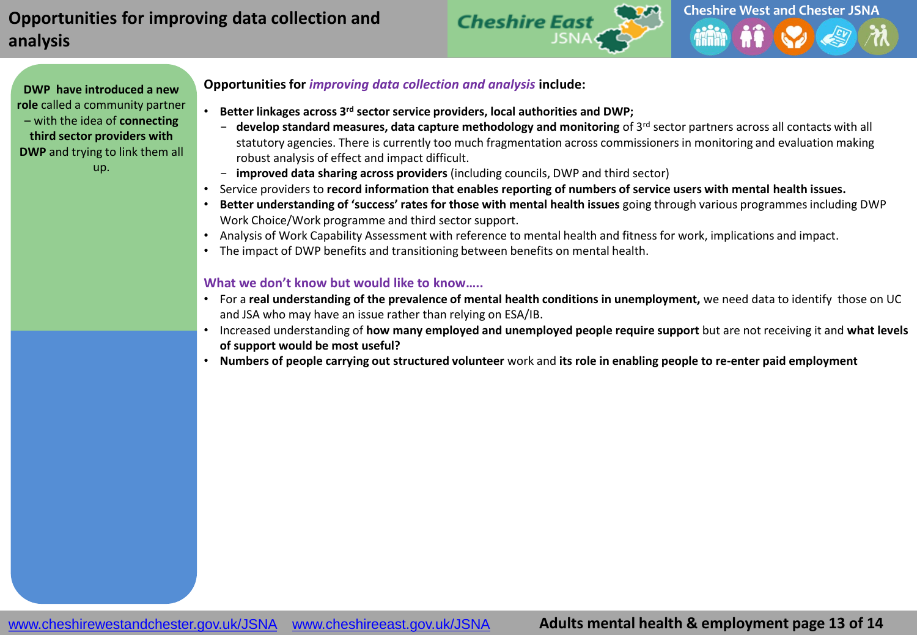# Opportunities for improving data collection and analysis

**DWP have introduced a new role** called a community partner – with the idea of **connecting third sector providers with DWP** and trying to link them all up.

**Opportunities for *improving data collection and analysis* include:**

- **Better linkages across 3rd sector service providers, local authorities and DWP;**
  - **develop standard measures, data capture methodology and monitoring** of 3rd sector partners across all contacts with all statutory agencies. There is currently too much fragmentation across commissioners in monitoring and evaluation making robust analysis of effect and impact difficult.
  - **improved data sharing across providers** (including councils, DWP and third sector)
- Service providers to **record information that enables reporting of numbers of service users with mental health issues.**
- **Better understanding of 'success' rates for those with mental health issues** going through various programmes including DWP Work Choice/Work programme and third sector support.
- Analysis of Work Capability Assessment with reference to mental health and fitness for work, implications and impact.
- The impact of DWP benefits and transitioning between benefits on mental health.

### What we don't know but would like to know…..

- For a **real understanding of the prevalence of mental health conditions in unemployment,** we need data to identify those on UC and JSA who may have an issue rather than relying on ESA/IB.
- Increased understanding of **how many employed and unemployed people require support** but are not receiving it and **what levels of support would be most useful?**
- **Numbers of people carrying out structured volunteer** work and **its role in enabling people to re-enter paid employment**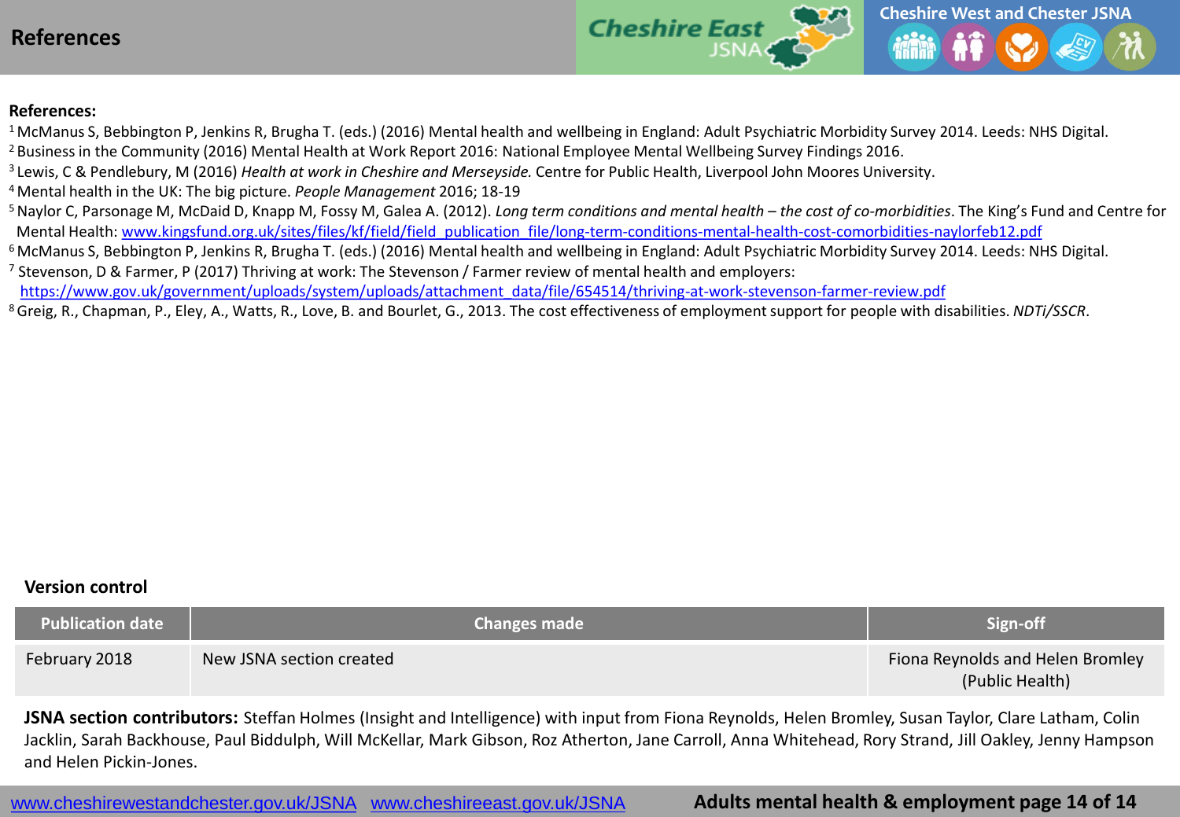# References

**References:**

[1] McManus S, Bebbington P, Jenkins R, Brugha T. (eds.) (2016) Mental health and wellbeing in England: Adult Psychiatric Morbidity Survey 2014. Leeds: NHS Digital.
[2] Business in the Community (2016) Mental Health at Work Report 2016: National Employee Mental Wellbeing Survey Findings 2016.
[3] Lewis, C & Pendlebury, M (2016) *Health at work in Cheshire and Merseyside.* Centre for Public Health, Liverpool John Moores University.
[4] Mental health in the UK: The big picture. *People Management* 2016; 18-19
[5] Naylor C, Parsonage M, McDaid D, Knapp M, Fossy M, Galea A. (2012). *Long term conditions and mental health – the cost of co-morbidities*. The King's Fund and Centre for Mental Health: www.kingsfund.org.uk/sites/files/kf/field/field_publication_file/long-term-conditions-mental-health-cost-comorbidities-naylorfeb12.pdf
[6] McManus S, Bebbington P, Jenkins R, Brugha T. (eds.) (2016) Mental health and wellbeing in England: Adult Psychiatric Morbidity Survey 2014. Leeds: NHS Digital.
[7] Stevenson, D & Farmer, P (2017) Thriving at work: The Stevenson / Farmer review of mental health and employers: https://www.gov.uk/government/uploads/system/uploads/attachment_data/file/654514/thriving-at-work-stevenson-farmer-review.pdf
[8] Greig, R., Chapman, P., Eley, A., Watts, R., Love, B. and Bourlet, G., 2013. The cost effectiveness of employment support for people with disabilities. *NDTi/SSCR*.

**Version control**

| Publication date | Changes made | Sign-off |
|---|---|---|
| February 2018 | New JSNA section created | Fiona Reynolds and Helen Bromley (Public Health) |

**JSNA section contributors:** Steffan Holmes (Insight and Intelligence) with input from Fiona Reynolds, Helen Bromley, Susan Taylor, Clare Latham, Colin Jacklin, Sarah Backhouse, Paul Biddulph, Will McKellar, Mark Gibson, Roz Atherton, Jane Carroll, Anna Whitehead, Rory Strand, Jill Oakley, Jenny Hampson and Helen Pickin-Jones.